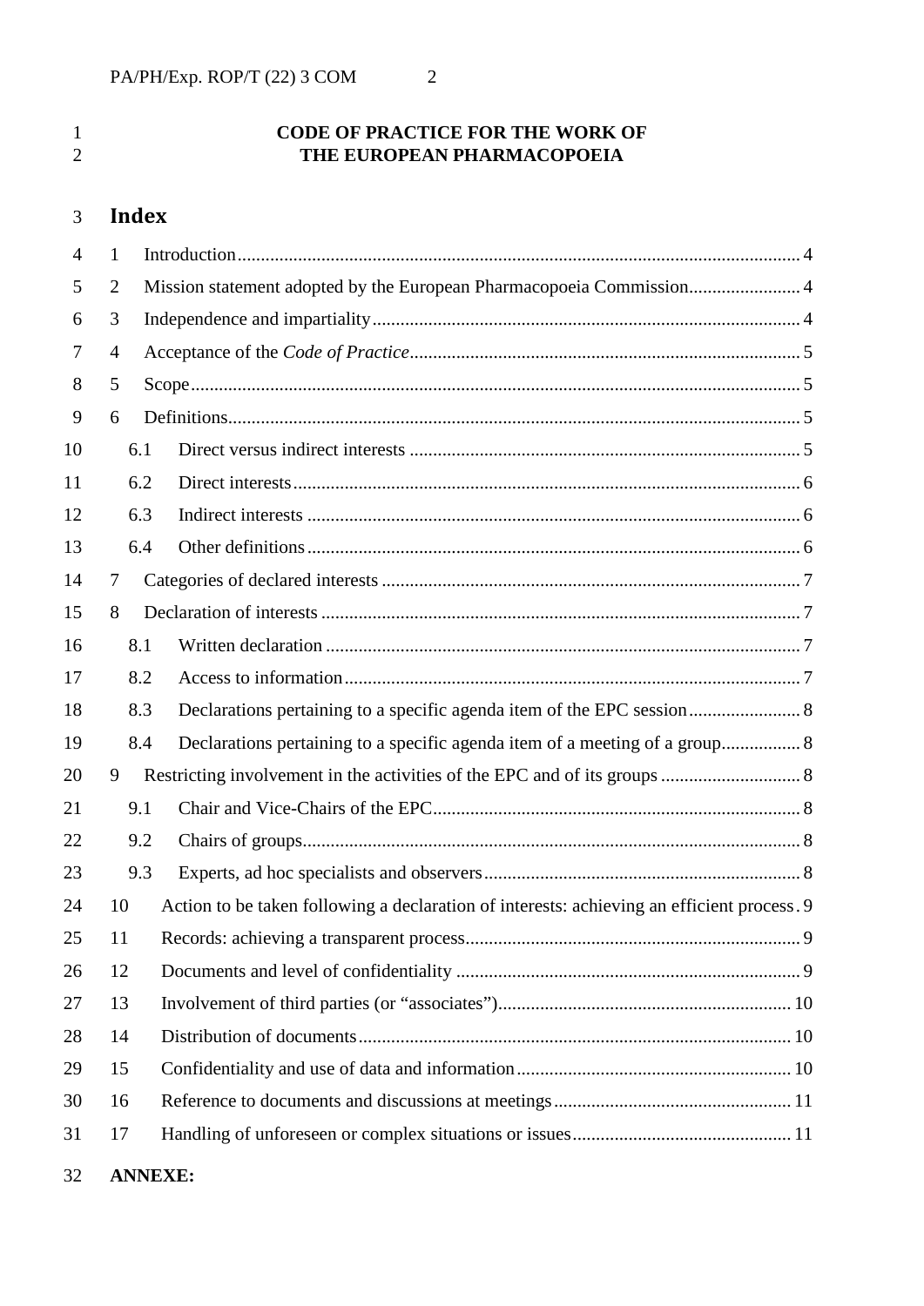**CODE OF PRACTICE FOR THE WORK OF THE EUROPEAN PHARMACOPOEIA**

# Index

1 Introduction ........ 4

2 Mission statement adopted by the European Pharmacopoeia Commission ........ 4

3 Independence and impartiality ........ 4

4 Acceptance of the *Code of Practice* ........ 5

5 Scope ........ 5

6 Definitions ........ 5

- 6.1 Direct versus indirect interests ........ 5
- 6.2 Direct interests ........ 6
- 6.3 Indirect interests ........ 6
- 6.4 Other definitions ........ 6

7 Categories of declared interests ........ 7

8 Declaration of interests ........ 7

- 8.1 Written declaration ........ 7
- 8.2 Access to information ........ 7
- 8.3 Declarations pertaining to a specific agenda item of the EPC session ........ 8
- 8.4 Declarations pertaining to a specific agenda item of a meeting of a group ........ 8

9 Restricting involvement in the activities of the EPC and of its groups ........ 8

- 9.1 Chair and Vice-Chairs of the EPC ........ 8
- 9.2 Chairs of groups ........ 8
- 9.3 Experts, ad hoc specialists and observers ........ 8

10 Action to be taken following a declaration of interests: achieving an efficient process ........ 9

11 Records: achieving a transparent process ........ 9

12 Documents and level of confidentiality ........ 9

13 Involvement of third parties (or “associates”) ........ 10

14 Distribution of documents ........ 10

15 Confidentiality and use of data and information ........ 10

16 Reference to documents and discussions at meetings ........ 11

17 Handling of unforeseen or complex situations or issues ........ 11

**ANNEXE:**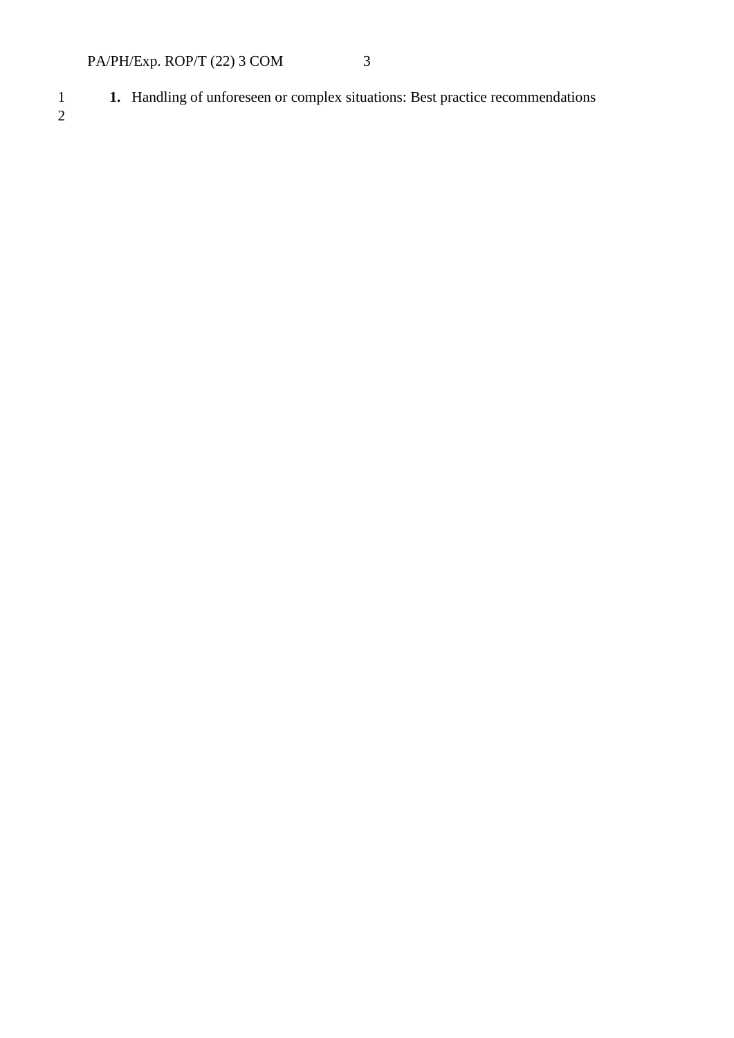## 1. Handling of unforeseen or complex situations: Best practice recommendations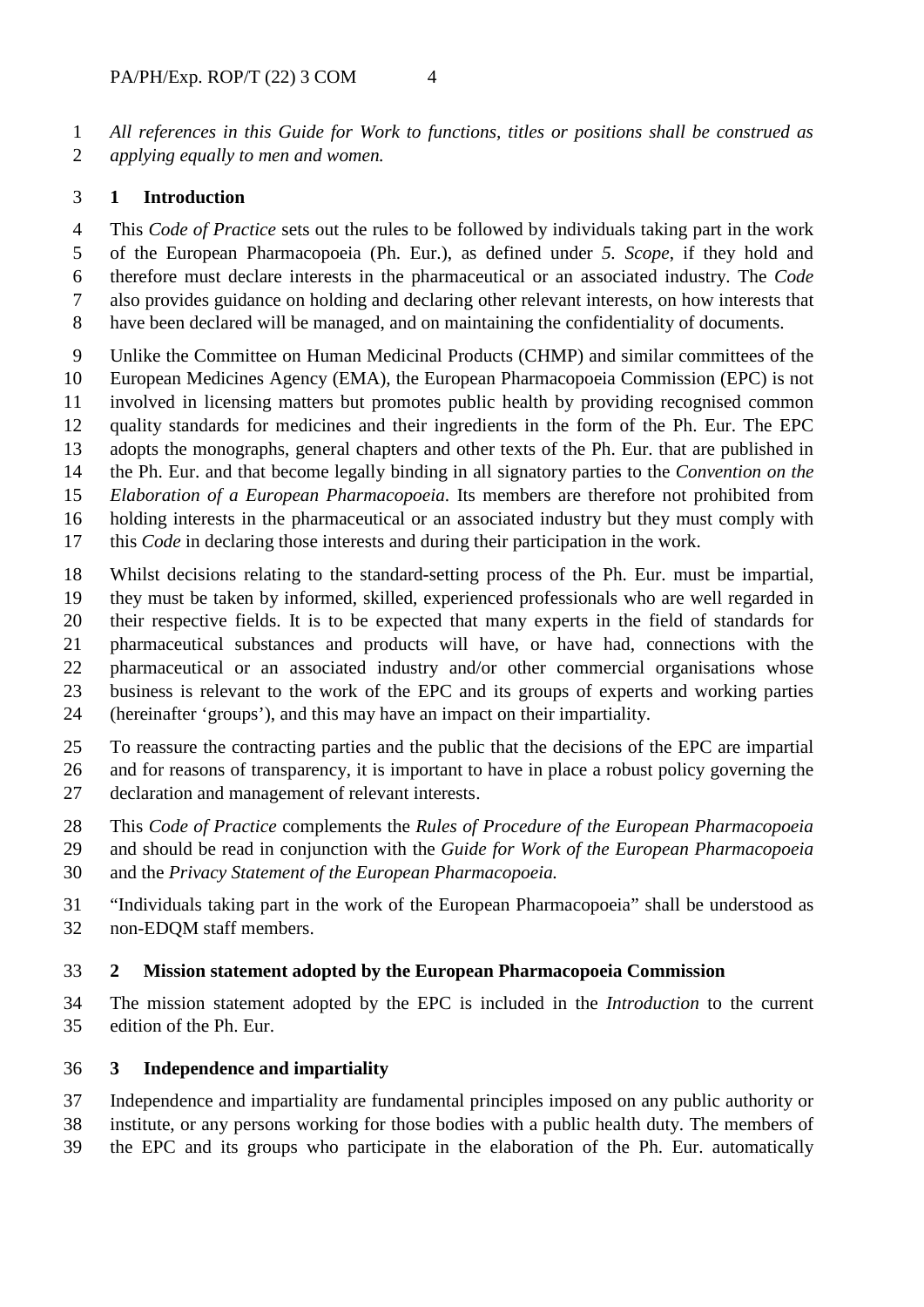*All references in this Guide for Work to functions, titles or positions shall be construed as applying equally to men and women.*

## 1 Introduction

This *Code of Practice* sets out the rules to be followed by individuals taking part in the work of the European Pharmacopoeia (Ph. Eur.), as defined under *5. Scope*, if they hold and therefore must declare interests in the pharmaceutical or an associated industry. The *Code* also provides guidance on holding and declaring other relevant interests, on how interests that have been declared will be managed, and on maintaining the confidentiality of documents.

Unlike the Committee on Human Medicinal Products (CHMP) and similar committees of the European Medicines Agency (EMA), the European Pharmacopoeia Commission (EPC) is not involved in licensing matters but promotes public health by providing recognised common quality standards for medicines and their ingredients in the form of the Ph. Eur. The EPC adopts the monographs, general chapters and other texts of the Ph. Eur. that are published in the Ph. Eur. and that become legally binding in all signatory parties to the *Convention on the Elaboration of a European Pharmacopoeia*. Its members are therefore not prohibited from holding interests in the pharmaceutical or an associated industry but they must comply with this *Code* in declaring those interests and during their participation in the work.

Whilst decisions relating to the standard-setting process of the Ph. Eur. must be impartial, they must be taken by informed, skilled, experienced professionals who are well regarded in their respective fields. It is to be expected that many experts in the field of standards for pharmaceutical substances and products will have, or have had, connections with the pharmaceutical or an associated industry and/or other commercial organisations whose business is relevant to the work of the EPC and its groups of experts and working parties (hereinafter 'groups'), and this may have an impact on their impartiality.

To reassure the contracting parties and the public that the decisions of the EPC are impartial and for reasons of transparency, it is important to have in place a robust policy governing the declaration and management of relevant interests.

This *Code of Practice* complements the *Rules of Procedure of the European Pharmacopoeia* and should be read in conjunction with the *Guide for Work of the European Pharmacopoeia* and the *Privacy Statement of the European Pharmacopoeia.*

"Individuals taking part in the work of the European Pharmacopoeia" shall be understood as non-EDQM staff members.

## 2 Mission statement adopted by the European Pharmacopoeia Commission

The mission statement adopted by the EPC is included in the *Introduction* to the current edition of the Ph. Eur.

## 3 Independence and impartiality

Independence and impartiality are fundamental principles imposed on any public authority or institute, or any persons working for those bodies with a public health duty. The members of the EPC and its groups who participate in the elaboration of the Ph. Eur. automatically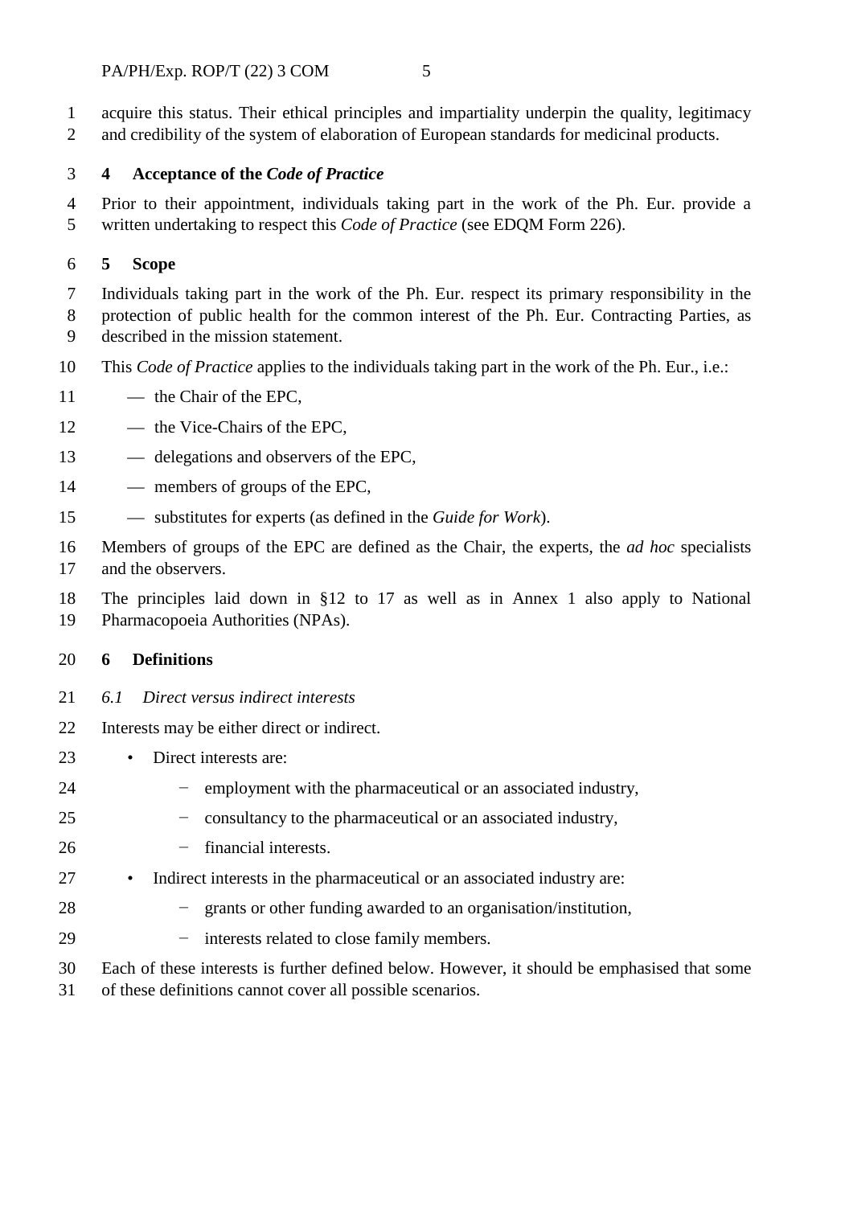acquire this status. Their ethical principles and impartiality underpin the quality, legitimacy and credibility of the system of elaboration of European standards for medicinal products.

## 4 Acceptance of the *Code of Practice*

Prior to their appointment, individuals taking part in the work of the Ph. Eur. provide a written undertaking to respect this *Code of Practice* (see EDQM Form 226).

## 5 Scope

Individuals taking part in the work of the Ph. Eur. respect its primary responsibility in the protection of public health for the common interest of the Ph. Eur. Contracting Parties, as described in the mission statement.

This *Code of Practice* applies to the individuals taking part in the work of the Ph. Eur., i.e.:

- the Chair of the EPC,
- the Vice-Chairs of the EPC,
- delegations and observers of the EPC,
- members of groups of the EPC,
- substitutes for experts (as defined in the *Guide for Work*).

Members of groups of the EPC are defined as the Chair, the experts, the *ad hoc* specialists and the observers.

The principles laid down in §12 to 17 as well as in Annex 1 also apply to National Pharmacopoeia Authorities (NPAs).

## 6 Definitions

### *6.1 Direct versus indirect interests*

Interests may be either direct or indirect.

- Direct interests are:
  - employment with the pharmaceutical or an associated industry,
  - consultancy to the pharmaceutical or an associated industry,
  - financial interests.
- Indirect interests in the pharmaceutical or an associated industry are:
  - grants or other funding awarded to an organisation/institution,
  - interests related to close family members.

Each of these interests is further defined below. However, it should be emphasised that some of these definitions cannot cover all possible scenarios.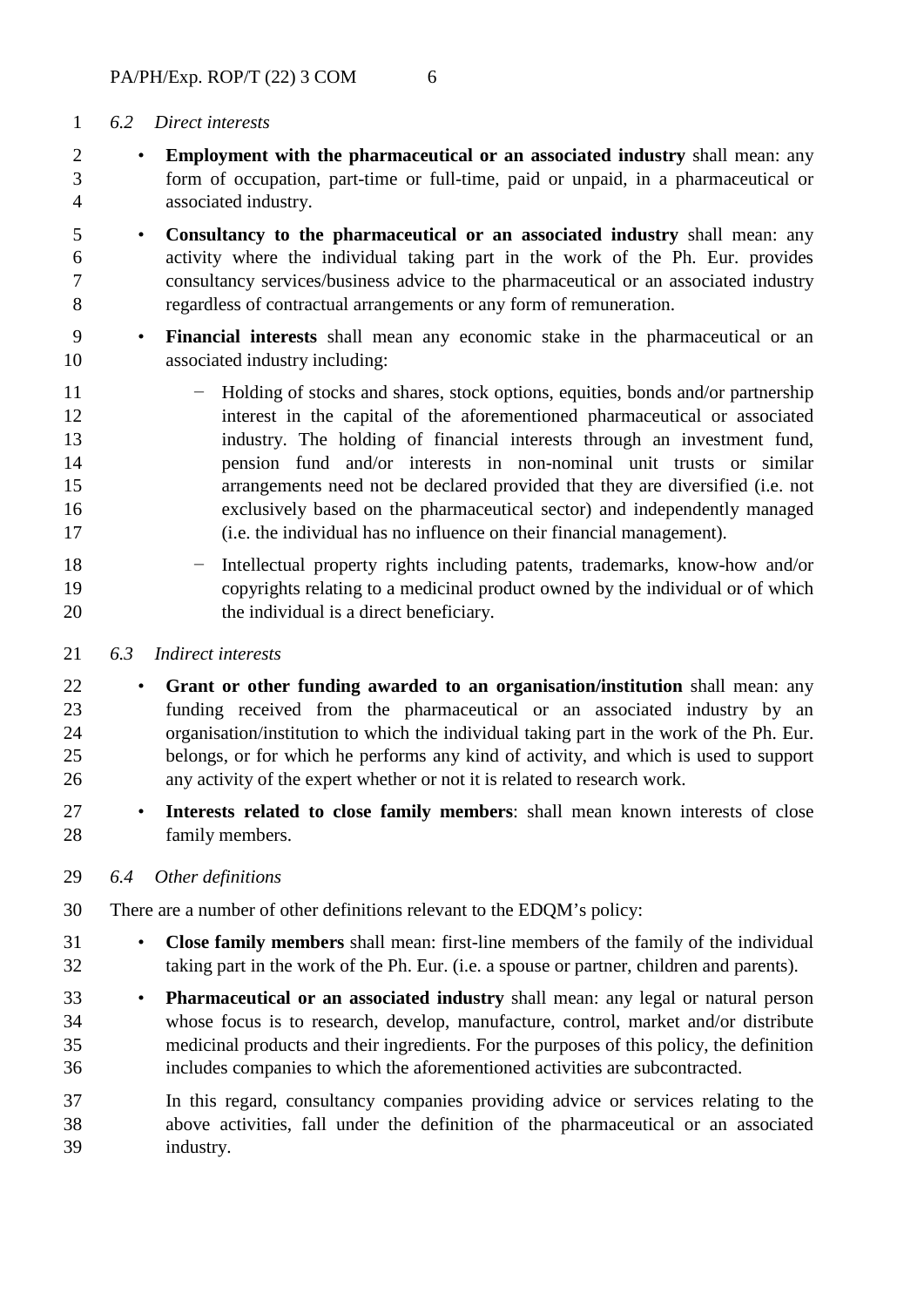### 6.2 *Direct interests*

- **Employment with the pharmaceutical or an associated industry** shall mean: any form of occupation, part-time or full-time, paid or unpaid, in a pharmaceutical or associated industry.
- **Consultancy to the pharmaceutical or an associated industry** shall mean: any activity where the individual taking part in the work of the Ph. Eur. provides consultancy services/business advice to the pharmaceutical or an associated industry regardless of contractual arrangements or any form of remuneration.
- **Financial interests** shall mean any economic stake in the pharmaceutical or an associated industry including:
  - Holding of stocks and shares, stock options, equities, bonds and/or partnership interest in the capital of the aforementioned pharmaceutical or associated industry. The holding of financial interests through an investment fund, pension fund and/or interests in non-nominal unit trusts or similar arrangements need not be declared provided that they are diversified (i.e. not exclusively based on the pharmaceutical sector) and independently managed (i.e. the individual has no influence on their financial management).
  - Intellectual property rights including patents, trademarks, know-how and/or copyrights relating to a medicinal product owned by the individual or of which the individual is a direct beneficiary.

### 6.3 *Indirect interests*

- **Grant or other funding awarded to an organisation/institution** shall mean: any funding received from the pharmaceutical or an associated industry by an organisation/institution to which the individual taking part in the work of the Ph. Eur. belongs, or for which he performs any kind of activity, and which is used to support any activity of the expert whether or not it is related to research work.
- **Interests related to close family members**: shall mean known interests of close family members.

### 6.4 *Other definitions*

There are a number of other definitions relevant to the EDQM's policy:

- **Close family members** shall mean: first-line members of the family of the individual taking part in the work of the Ph. Eur. (i.e. a spouse or partner, children and parents).
- **Pharmaceutical or an associated industry** shall mean: any legal or natural person whose focus is to research, develop, manufacture, control, market and/or distribute medicinal products and their ingredients. For the purposes of this policy, the definition includes companies to which the aforementioned activities are subcontracted.

  In this regard, consultancy companies providing advice or services relating to the above activities, fall under the definition of the pharmaceutical or an associated industry.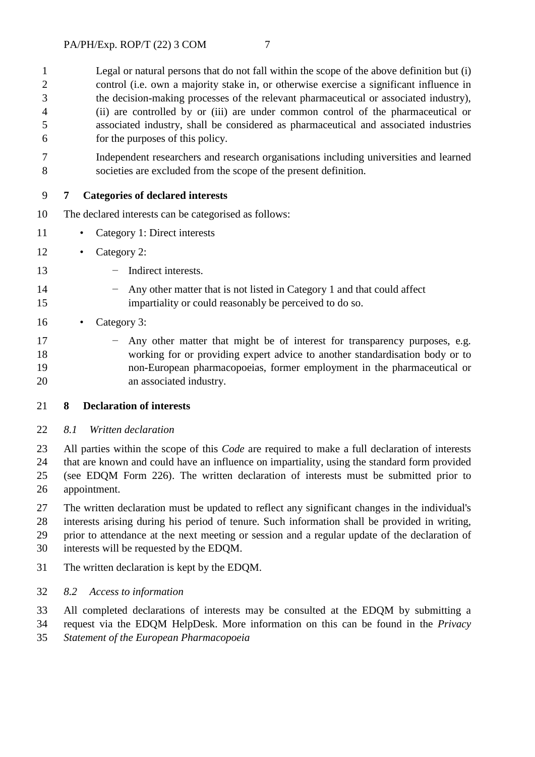Legal or natural persons that do not fall within the scope of the above definition but (i) control (i.e. own a majority stake in, or otherwise exercise a significant influence in the decision-making processes of the relevant pharmaceutical or associated industry), (ii) are controlled by or (iii) are under common control of the pharmaceutical or associated industry, shall be considered as pharmaceutical and associated industries for the purposes of this policy.

Independent researchers and research organisations including universities and learned societies are excluded from the scope of the present definition.

## 7 Categories of declared interests

The declared interests can be categorised as follows:

- Category 1: Direct interests
- Category 2:
  - Indirect interests.
  - Any other matter that is not listed in Category 1 and that could affect impartiality or could reasonably be perceived to do so.
- Category 3:
  - Any other matter that might be of interest for transparency purposes, e.g. working for or providing expert advice to another standardisation body or to non-European pharmacopoeias, former employment in the pharmaceutical or an associated industry.

## 8 Declaration of interests

### *8.1 Written declaration*

All parties within the scope of this *Code* are required to make a full declaration of interests that are known and could have an influence on impartiality, using the standard form provided (see EDQM Form 226). The written declaration of interests must be submitted prior to appointment.

The written declaration must be updated to reflect any significant changes in the individual's interests arising during his period of tenure. Such information shall be provided in writing, prior to attendance at the next meeting or session and a regular update of the declaration of interests will be requested by the EDQM.

The written declaration is kept by the EDQM.

### *8.2 Access to information*

All completed declarations of interests may be consulted at the EDQM by submitting a request via the EDQM HelpDesk. More information on this can be found in the *Privacy Statement of the European Pharmacopoeia*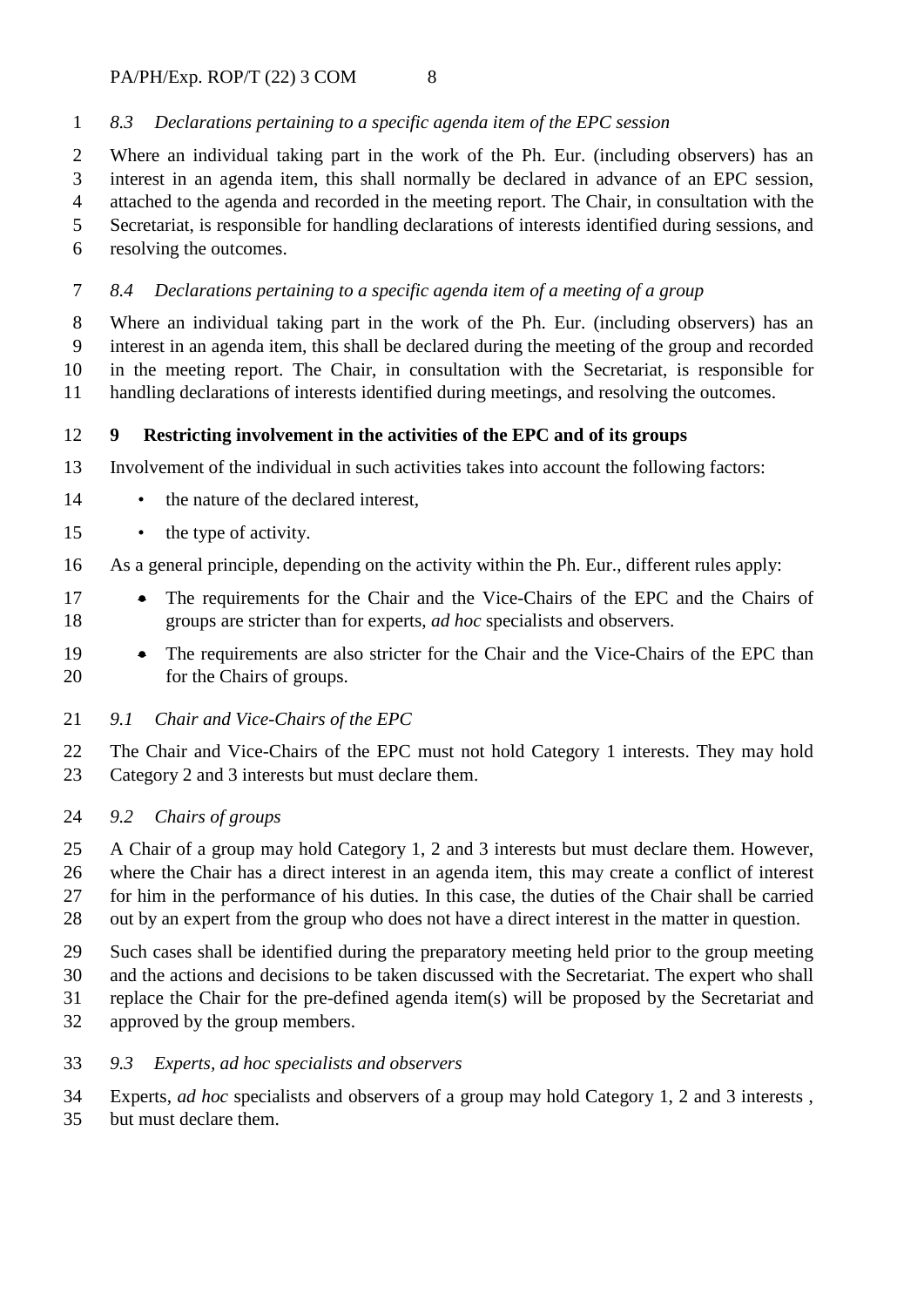### *8.3 Declarations pertaining to a specific agenda item of the EPC session*

Where an individual taking part in the work of the Ph. Eur. (including observers) has an interest in an agenda item, this shall normally be declared in advance of an EPC session, attached to the agenda and recorded in the meeting report. The Chair, in consultation with the Secretariat, is responsible for handling declarations of interests identified during sessions, and resolving the outcomes.

### *8.4 Declarations pertaining to a specific agenda item of a meeting of a group*

Where an individual taking part in the work of the Ph. Eur. (including observers) has an interest in an agenda item, this shall be declared during the meeting of the group and recorded in the meeting report. The Chair, in consultation with the Secretariat, is responsible for handling declarations of interests identified during meetings, and resolving the outcomes.

## 9 Restricting involvement in the activities of the EPC and of its groups

Involvement of the individual in such activities takes into account the following factors:

- the nature of the declared interest,
- the type of activity.

As a general principle, depending on the activity within the Ph. Eur., different rules apply:

- The requirements for the Chair and the Vice-Chairs of the EPC and the Chairs of groups are stricter than for experts, *ad hoc* specialists and observers.
- The requirements are also stricter for the Chair and the Vice-Chairs of the EPC than for the Chairs of groups.

### *9.1 Chair and Vice-Chairs of the EPC*

The Chair and Vice-Chairs of the EPC must not hold Category 1 interests. They may hold Category 2 and 3 interests but must declare them.

### *9.2 Chairs of groups*

A Chair of a group may hold Category 1, 2 and 3 interests but must declare them. However, where the Chair has a direct interest in an agenda item, this may create a conflict of interest for him in the performance of his duties. In this case, the duties of the Chair shall be carried out by an expert from the group who does not have a direct interest in the matter in question.

Such cases shall be identified during the preparatory meeting held prior to the group meeting and the actions and decisions to be taken discussed with the Secretariat. The expert who shall replace the Chair for the pre-defined agenda item(s) will be proposed by the Secretariat and approved by the group members.

### *9.3 Experts, ad hoc specialists and observers*

Experts, *ad hoc* specialists and observers of a group may hold Category 1, 2 and 3 interests , but must declare them.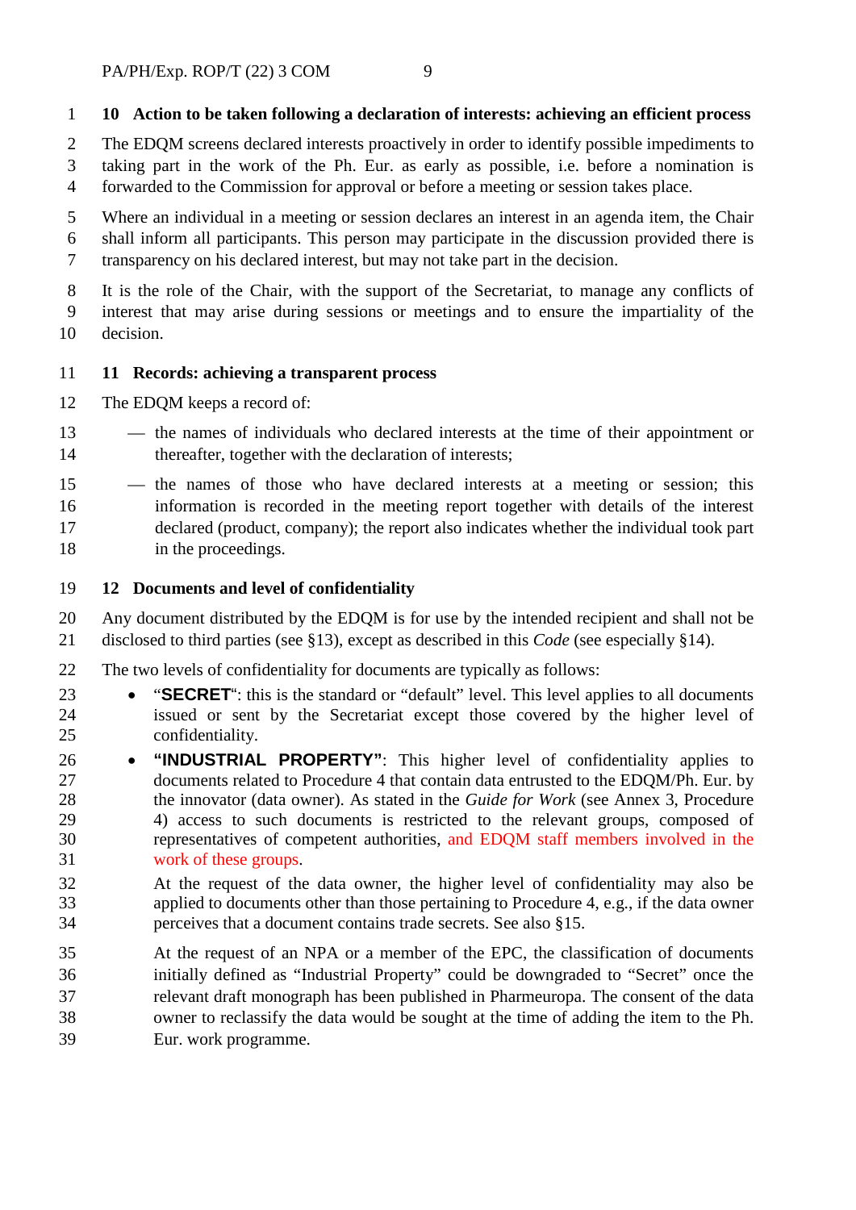## 10 Action to be taken following a declaration of interests: achieving an efficient process

The EDQM screens declared interests proactively in order to identify possible impediments to taking part in the work of the Ph. Eur. as early as possible, i.e. before a nomination is forwarded to the Commission for approval or before a meeting or session takes place.

Where an individual in a meeting or session declares an interest in an agenda item, the Chair shall inform all participants. This person may participate in the discussion provided there is transparency on his declared interest, but may not take part in the decision.

It is the role of the Chair, with the support of the Secretariat, to manage any conflicts of interest that may arise during sessions or meetings and to ensure the impartiality of the decision.

## 11 Records: achieving a transparent process

The EDQM keeps a record of:

— the names of individuals who declared interests at the time of their appointment or thereafter, together with the declaration of interests;

— the names of those who have declared interests at a meeting or session; this information is recorded in the meeting report together with details of the interest declared (product, company); the report also indicates whether the individual took part in the proceedings.

## 12 Documents and level of confidentiality

Any document distributed by the EDQM is for use by the intended recipient and shall not be disclosed to third parties (see §13), except as described in this *Code* (see especially §14).

The two levels of confidentiality for documents are typically as follows:

- "**SECRET**": this is the standard or "default" level. This level applies to all documents issued or sent by the Secretariat except those covered by the higher level of confidentiality.
- **"INDUSTRIAL PROPERTY"**: This higher level of confidentiality applies to documents related to Procedure 4 that contain data entrusted to the EDQM/Ph. Eur. by the innovator (data owner). As stated in the *Guide for Work* (see Annex 3, Procedure 4) access to such documents is restricted to the relevant groups, composed of representatives of competent authorities, and EDQM staff members involved in the work of these groups.

  At the request of the data owner, the higher level of confidentiality may also be applied to documents other than those pertaining to Procedure 4, e.g., if the data owner perceives that a document contains trade secrets. See also §15.

  At the request of an NPA or a member of the EPC, the classification of documents initially defined as "Industrial Property" could be downgraded to "Secret" once the relevant draft monograph has been published in Pharmeuropa. The consent of the data owner to reclassify the data would be sought at the time of adding the item to the Ph. Eur. work programme.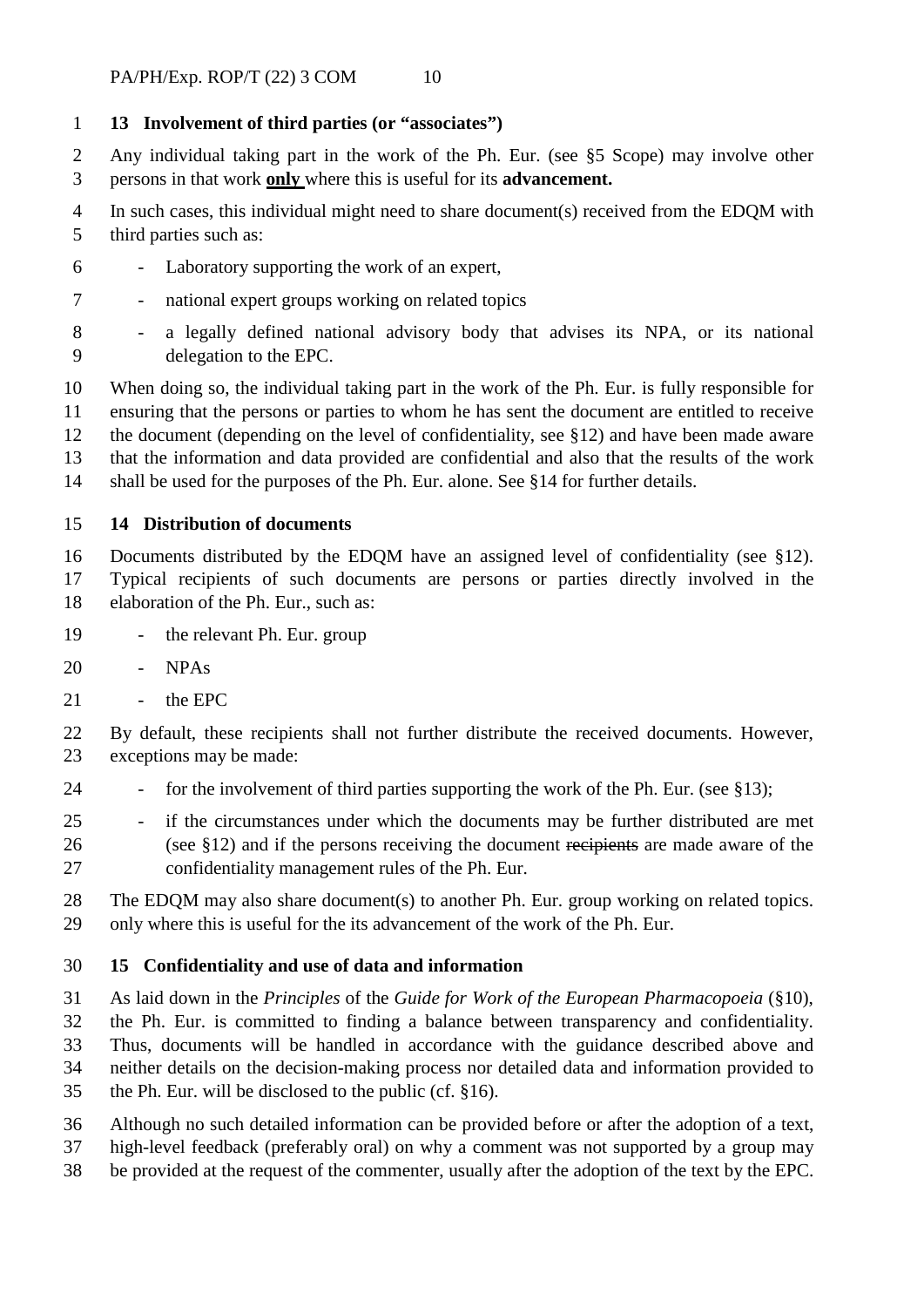## 13 Involvement of third parties (or "associates")

Any individual taking part in the work of the Ph. Eur. (see §5 Scope) may involve other persons in that work **only** where this is useful for its **advancement.**

In such cases, this individual might need to share document(s) received from the EDQM with third parties such as:

- Laboratory supporting the work of an expert,
- national expert groups working on related topics
- a legally defined national advisory body that advises its NPA, or its national delegation to the EPC.

When doing so, the individual taking part in the work of the Ph. Eur. is fully responsible for ensuring that the persons or parties to whom he has sent the document are entitled to receive the document (depending on the level of confidentiality, see §12) and have been made aware that the information and data provided are confidential and also that the results of the work shall be used for the purposes of the Ph. Eur. alone. See §14 for further details.

## 14 Distribution of documents

Documents distributed by the EDQM have an assigned level of confidentiality (see §12). Typical recipients of such documents are persons or parties directly involved in the elaboration of the Ph. Eur., such as:

- the relevant Ph. Eur. group
- NPAs
- the EPC

By default, these recipients shall not further distribute the received documents. However, exceptions may be made:

- for the involvement of third parties supporting the work of the Ph. Eur. (see §13);
- if the circumstances under which the documents may be further distributed are met (see §12) and if the persons receiving the document ~~recipients~~ are made aware of the confidentiality management rules of the Ph. Eur.

The EDQM may also share document(s) to another Ph. Eur. group working on related topics. only where this is useful for the its advancement of the work of the Ph. Eur.

## 15 Confidentiality and use of data and information

As laid down in the *Principles* of the *Guide for Work of the European Pharmacopoeia* (§10), the Ph. Eur. is committed to finding a balance between transparency and confidentiality. Thus, documents will be handled in accordance with the guidance described above and neither details on the decision-making process nor detailed data and information provided to the Ph. Eur. will be disclosed to the public (cf. §16).

Although no such detailed information can be provided before or after the adoption of a text, high-level feedback (preferably oral) on why a comment was not supported by a group may be provided at the request of the commenter, usually after the adoption of the text by the EPC.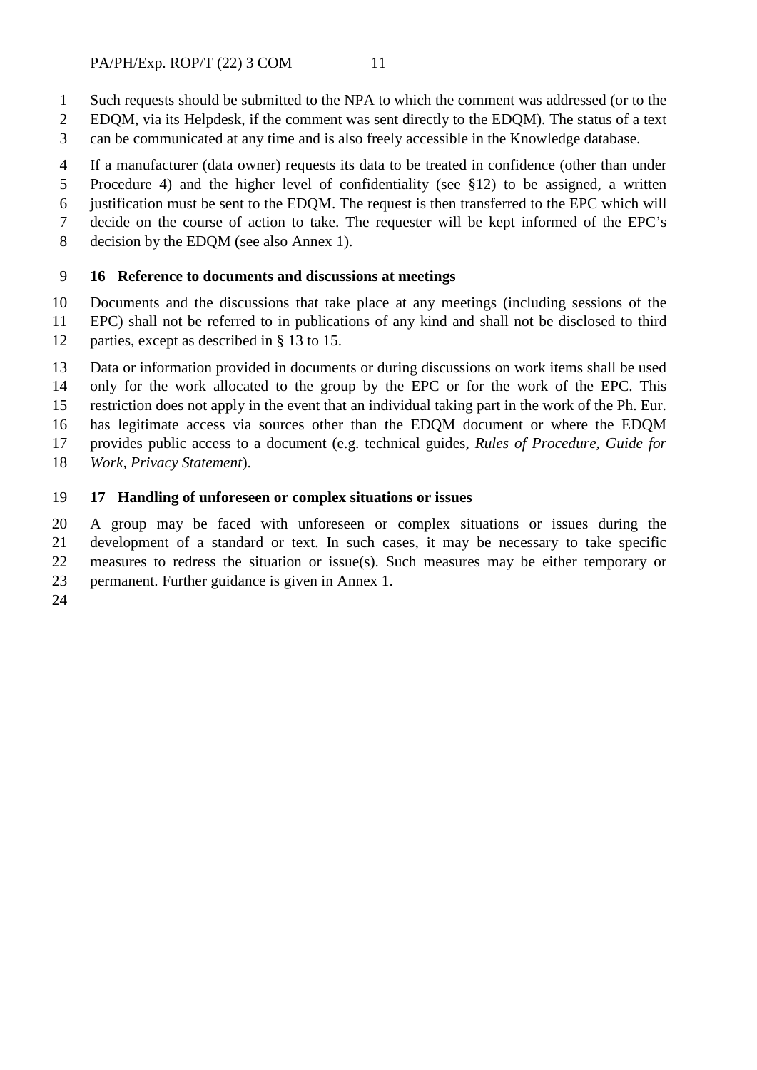Such requests should be submitted to the NPA to which the comment was addressed (or to the EDQM, via its Helpdesk, if the comment was sent directly to the EDQM). The status of a text can be communicated at any time and is also freely accessible in the Knowledge database.

If a manufacturer (data owner) requests its data to be treated in confidence (other than under Procedure 4) and the higher level of confidentiality (see §12) to be assigned, a written justification must be sent to the EDQM. The request is then transferred to the EPC which will decide on the course of action to take. The requester will be kept informed of the EPC's decision by the EDQM (see also Annex 1).

## 16 Reference to documents and discussions at meetings

Documents and the discussions that take place at any meetings (including sessions of the EPC) shall not be referred to in publications of any kind and shall not be disclosed to third parties, except as described in § 13 to 15.

Data or information provided in documents or during discussions on work items shall be used only for the work allocated to the group by the EPC or for the work of the EPC. This restriction does not apply in the event that an individual taking part in the work of the Ph. Eur. has legitimate access via sources other than the EDQM document or where the EDQM provides public access to a document (e.g. technical guides, *Rules of Procedure*, *Guide for Work*, *Privacy Statement*).

## 17 Handling of unforeseen or complex situations or issues

A group may be faced with unforeseen or complex situations or issues during the development of a standard or text. In such cases, it may be necessary to take specific measures to redress the situation or issue(s). Such measures may be either temporary or permanent. Further guidance is given in Annex 1.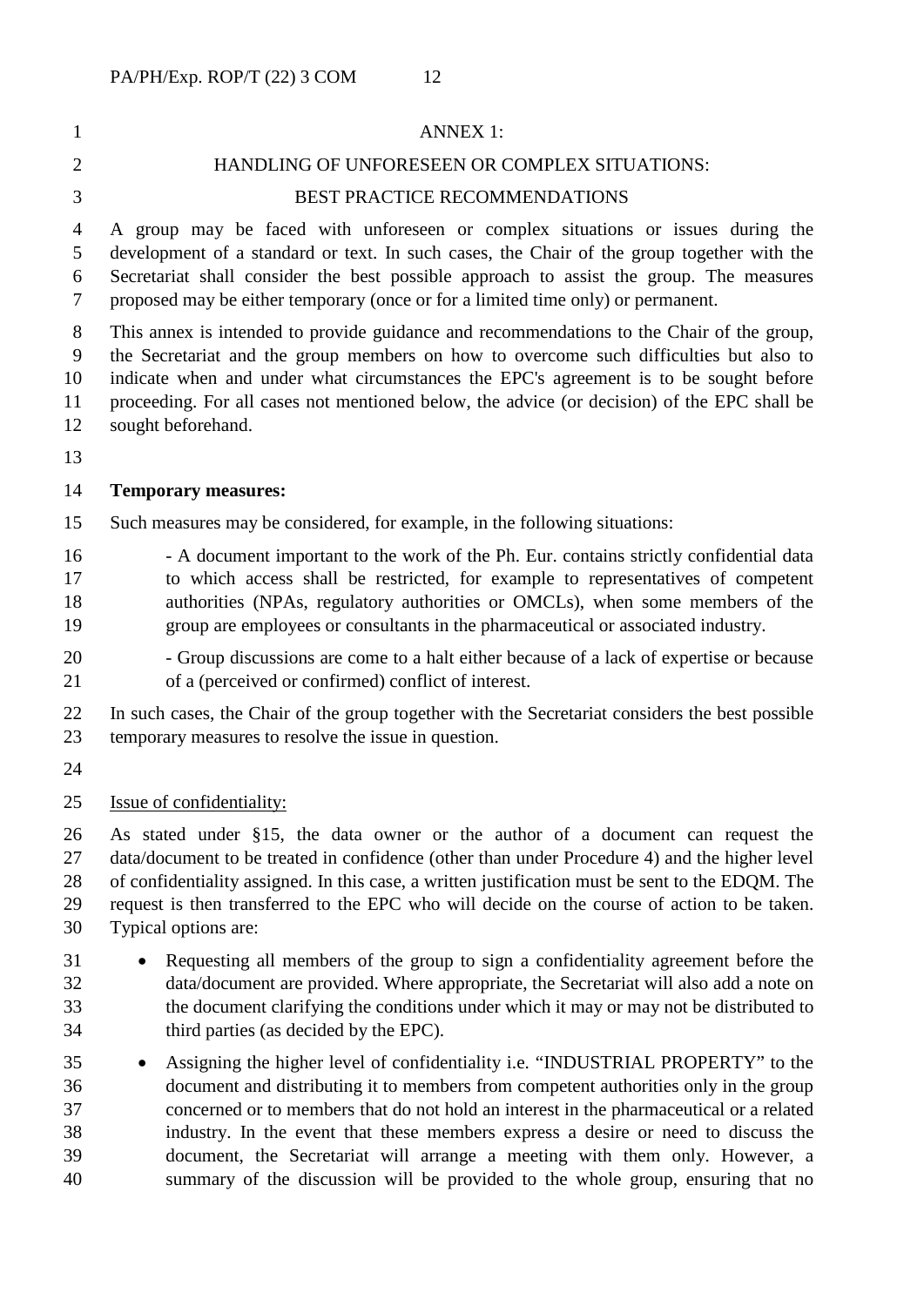# ANNEX 1:

## HANDLING OF UNFORESEEN OR COMPLEX SITUATIONS:

## BEST PRACTICE RECOMMENDATIONS

A group may be faced with unforeseen or complex situations or issues during the development of a standard or text. In such cases, the Chair of the group together with the Secretariat shall consider the best possible approach to assist the group. The measures proposed may be either temporary (once or for a limited time only) or permanent.

This annex is intended to provide guidance and recommendations to the Chair of the group, the Secretariat and the group members on how to overcome such difficulties but also to indicate when and under what circumstances the EPC's agreement is to be sought before proceeding. For all cases not mentioned below, the advice (or decision) of the EPC shall be sought beforehand.

**Temporary measures:**

Such measures may be considered, for example, in the following situations:

- A document important to the work of the Ph. Eur. contains strictly confidential data to which access shall be restricted, for example to representatives of competent authorities (NPAs, regulatory authorities or OMCLs), when some members of the group are employees or consultants in the pharmaceutical or associated industry.

- Group discussions are come to a halt either because of a lack of expertise or because of a (perceived or confirmed) conflict of interest.

In such cases, the Chair of the group together with the Secretariat considers the best possible temporary measures to resolve the issue in question.

Issue of confidentiality:

As stated under §15, the data owner or the author of a document can request the data/document to be treated in confidence (other than under Procedure 4) and the higher level of confidentiality assigned. In this case, a written justification must be sent to the EDQM. The request is then transferred to the EPC who will decide on the course of action to be taken. Typical options are:

- Requesting all members of the group to sign a confidentiality agreement before the data/document are provided. Where appropriate, the Secretariat will also add a note on the document clarifying the conditions under which it may or may not be distributed to third parties (as decided by the EPC).
- Assigning the higher level of confidentiality i.e. "INDUSTRIAL PROPERTY" to the document and distributing it to members from competent authorities only in the group concerned or to members that do not hold an interest in the pharmaceutical or a related industry. In the event that these members express a desire or need to discuss the document, the Secretariat will arrange a meeting with them only. However, a summary of the discussion will be provided to the whole group, ensuring that no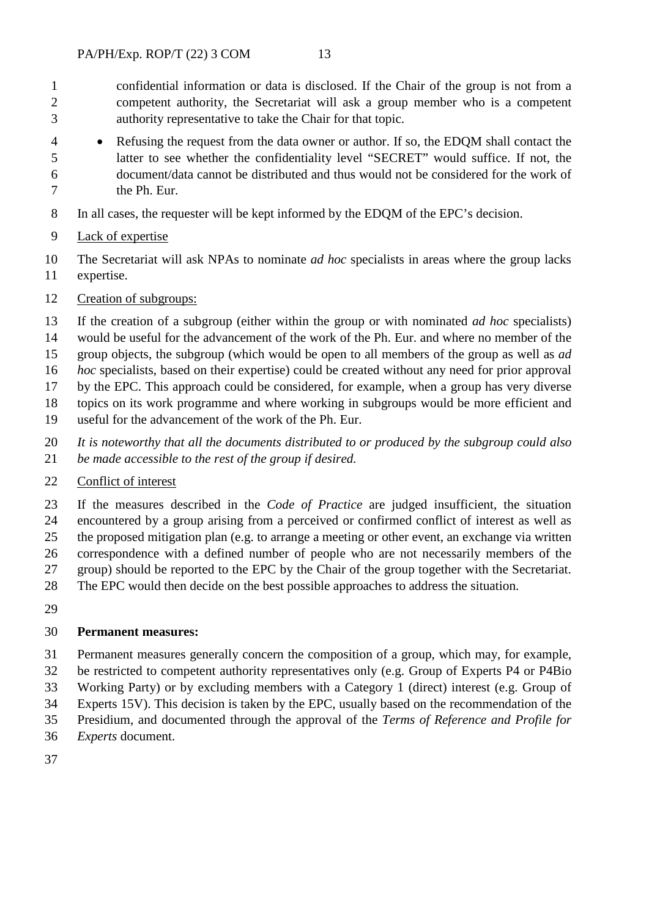confidential information or data is disclosed. If the Chair of the group is not from a competent authority, the Secretariat will ask a group member who is a competent authority representative to take the Chair for that topic.

- Refusing the request from the data owner or author. If so, the EDQM shall contact the latter to see whether the confidentiality level "SECRET" would suffice. If not, the document/data cannot be distributed and thus would not be considered for the work of the Ph. Eur.

In all cases, the requester will be kept informed by the EDQM of the EPC's decision.

<u>Lack of expertise</u>

The Secretariat will ask NPAs to nominate *ad hoc* specialists in areas where the group lacks expertise.

<u>Creation of subgroups:</u>

If the creation of a subgroup (either within the group or with nominated *ad hoc* specialists) would be useful for the advancement of the work of the Ph. Eur. and where no member of the group objects, the subgroup (which would be open to all members of the group as well as *ad hoc* specialists, based on their expertise) could be created without any need for prior approval by the EPC. This approach could be considered, for example, when a group has very diverse topics on its work programme and where working in subgroups would be more efficient and useful for the advancement of the work of the Ph. Eur.

*It is noteworthy that all the documents distributed to or produced by the subgroup could also be made accessible to the rest of the group if desired.*

<u>Conflict of interest</u>

If the measures described in the *Code of Practice* are judged insufficient, the situation encountered by a group arising from a perceived or confirmed conflict of interest as well as the proposed mitigation plan (e.g. to arrange a meeting or other event, an exchange via written correspondence with a defined number of people who are not necessarily members of the group) should be reported to the EPC by the Chair of the group together with the Secretariat. The EPC would then decide on the best possible approaches to address the situation.

**Permanent measures:**

Permanent measures generally concern the composition of a group, which may, for example, be restricted to competent authority representatives only (e.g. Group of Experts P4 or P4Bio Working Party) or by excluding members with a Category 1 (direct) interest (e.g. Group of Experts 15V). This decision is taken by the EPC, usually based on the recommendation of the Presidium, and documented through the approval of the *Terms of Reference and Profile for Experts* document.